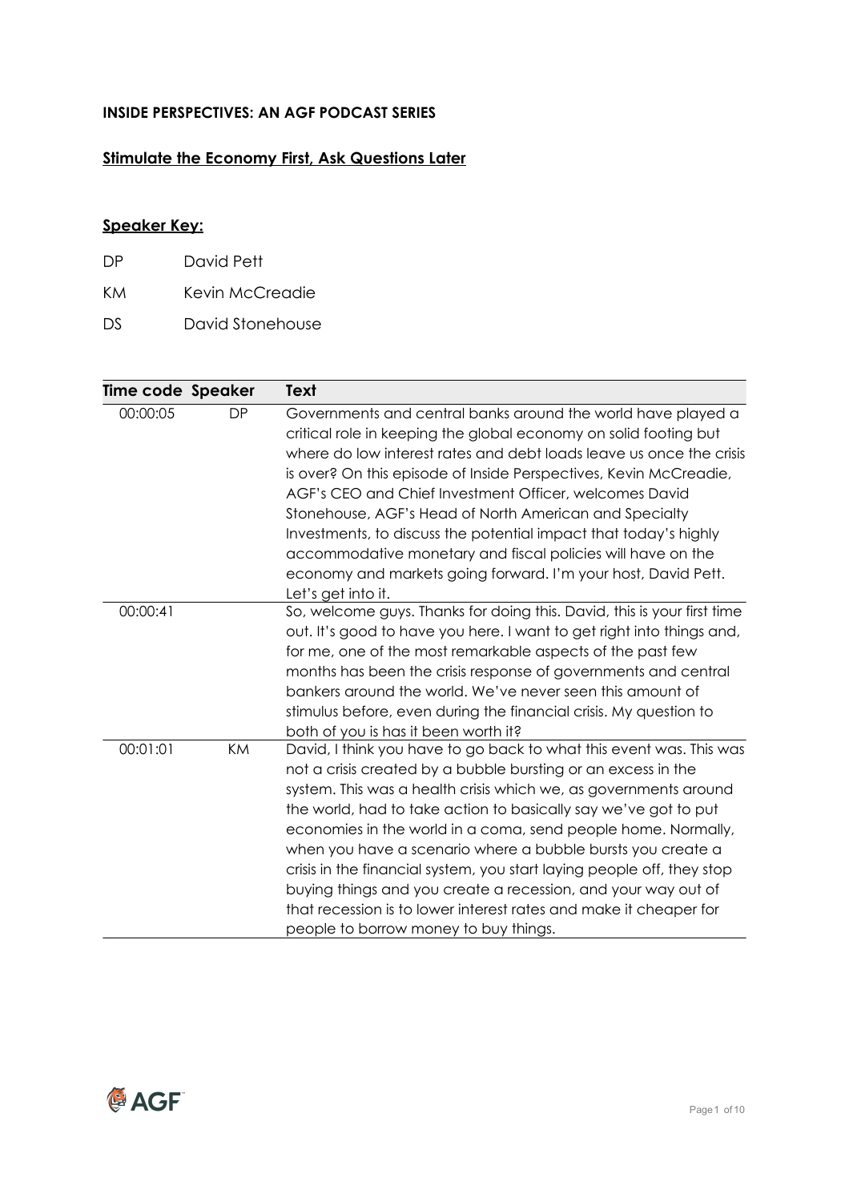**INSIDE PERSPECTIVES: AN AGF PODCAST SERIES**

## Stimulate the Economy First, Ask Questions Later

### Speaker Key:

DP David Pett

KM Kevin McCreadie

DS David Stonehouse

| Time code | Speaker | Text |
|---|---|---|
| 00:00:05 | DP | Governments and central banks around the world have played a critical role in keeping the global economy on solid footing but where do low interest rates and debt loads leave us once the crisis is over? On this episode of Inside Perspectives, Kevin McCreadie, AGF's CEO and Chief Investment Officer, welcomes David Stonehouse, AGF's Head of North American and Specialty Investments, to discuss the potential impact that today's highly accommodative monetary and fiscal policies will have on the economy and markets going forward. I'm your host, David Pett. Let's get into it. |
| 00:00:41 | | So, welcome guys. Thanks for doing this. David, this is your first time out. It's good to have you here. I want to get right into things and, for me, one of the most remarkable aspects of the past few months has been the crisis response of governments and central bankers around the world. We've never seen this amount of stimulus before, even during the financial crisis. My question to both of you is has it been worth it? |
| 00:01:01 | KM | David, I think you have to go back to what this event was. This was not a crisis created by a bubble bursting or an excess in the system. This was a health crisis which we, as governments around the world, had to take action to basically say we've got to put economies in the world in a coma, send people home. Normally, when you have a scenario where a bubble bursts you create a crisis in the financial system, you start laying people off, they stop buying things and you create a recession, and your way out of that recession is to lower interest rates and make it cheaper for people to borrow money to buy things. |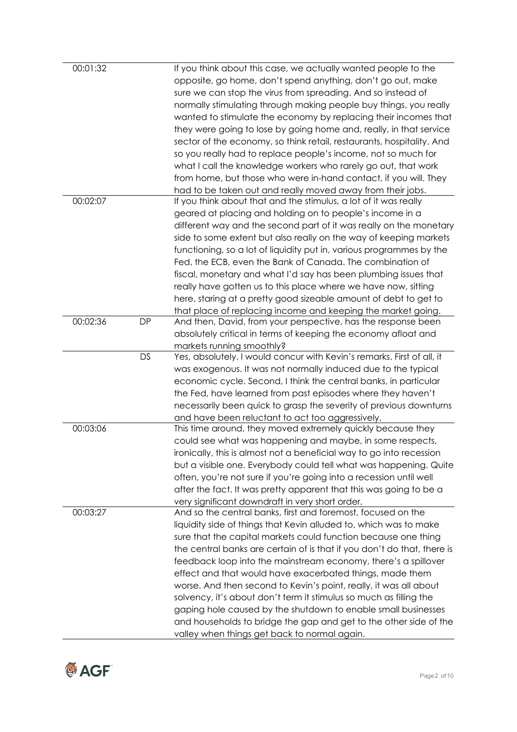| | | |
|---|---|---|
| 00:01:32 | | If you think about this case, we actually wanted people to the opposite, go home, don't spend anything, don't go out, make sure we can stop the virus from spreading. And so instead of normally stimulating through making people buy things, you really wanted to stimulate the economy by replacing their incomes that they were going to lose by going home and, really, in that service sector of the economy, so think retail, restaurants, hospitality. And so you really had to replace people's income, not so much for what I call the knowledge workers who rarely go out, that work from home, but those who were in-hand contact, if you will. They had to be taken out and really moved away from their jobs. |
| 00:02:07 | | If you think about that and the stimulus, a lot of it was really geared at placing and holding on to people's income in a different way and the second part of it was really on the monetary side to some extent but also really on the way of keeping markets functioning, so a lot of liquidity put in, various programmes by the Fed, the ECB, even the Bank of Canada. The combination of fiscal, monetary and what I'd say has been plumbing issues that really have gotten us to this place where we have now, sitting here, staring at a pretty good sizeable amount of debt to get to that place of replacing income and keeping the market going. |
| 00:02:36 | DP | And then, David, from your perspective, has the response been absolutely critical in terms of keeping the economy afloat and markets running smoothly? |
| | DS | Yes, absolutely. I would concur with Kevin's remarks. First of all, it was exogenous. It was not normally induced due to the typical economic cycle. Second, I think the central banks, in particular the Fed, have learned from past episodes where they haven't necessarily been quick to grasp the severity of previous downturns and have been reluctant to act too aggressively. |
| 00:03:06 | | This time around, they moved extremely quickly because they could see what was happening and maybe, in some respects, ironically, this is almost not a beneficial way to go into recession but a visible one. Everybody could tell what was happening. Quite often, you're not sure if you're going into a recession until well after the fact. It was pretty apparent that this was going to be a very significant downdraft in very short order. |
| 00:03:27 | | And so the central banks, first and foremost, focused on the liquidity side of things that Kevin alluded to, which was to make sure that the capital markets could function because one thing the central banks are certain of is that if you don't do that, there is feedback loop into the mainstream economy, there's a spillover effect and that would have exacerbated things, made them worse. And then second to Kevin's point, really, it was all about solvency, it's about don't term it stimulus so much as filling the gaping hole caused by the shutdown to enable small businesses and households to bridge the gap and get to the other side of the valley when things get back to normal again. |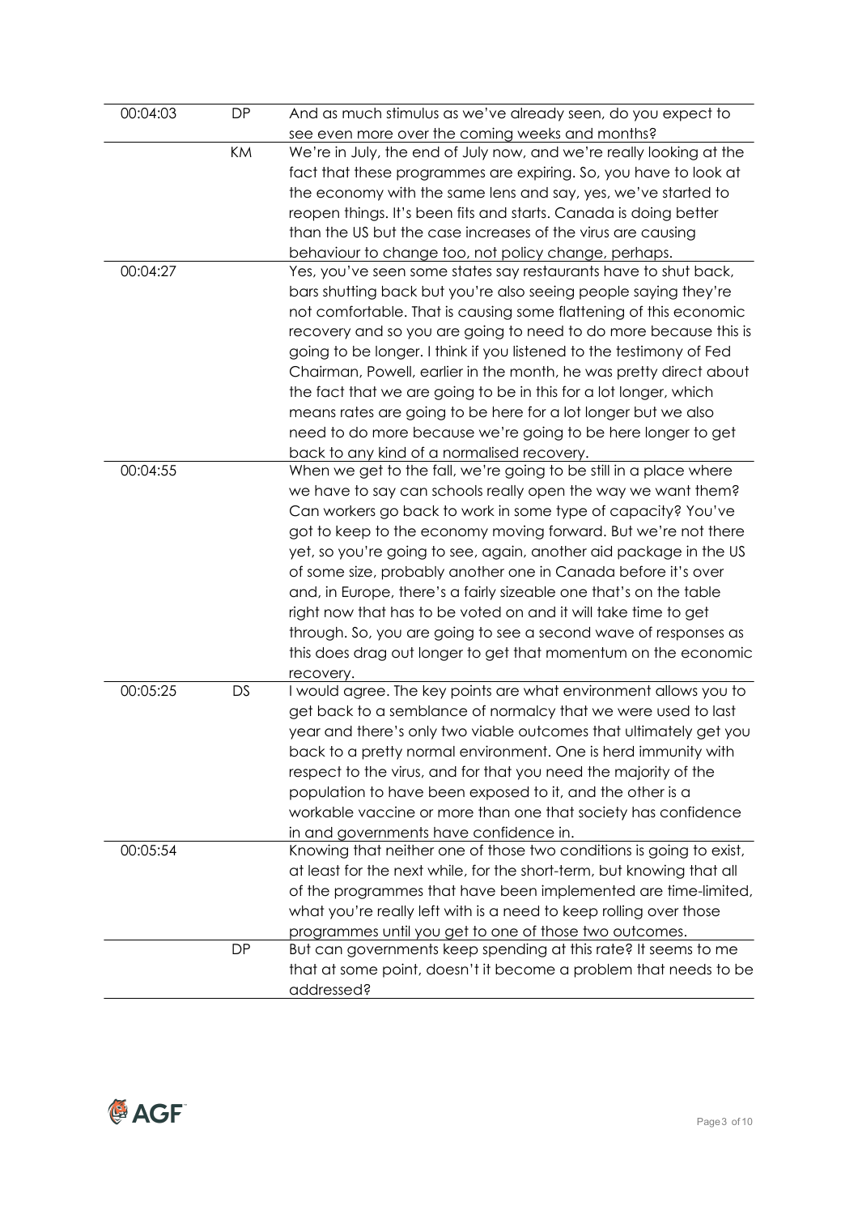| | | |
|---|---|---|
| 00:04:03 | DP | And as much stimulus as we've already seen, do you expect to see even more over the coming weeks and months? |
| | KM | We're in July, the end of July now, and we're really looking at the fact that these programmes are expiring. So, you have to look at the economy with the same lens and say, yes, we've started to reopen things. It's been fits and starts. Canada is doing better than the US but the case increases of the virus are causing behaviour to change too, not policy change, perhaps. |
| 00:04:27 | | Yes, you've seen some states say restaurants have to shut back, bars shutting back but you're also seeing people saying they're not comfortable. That is causing some flattening of this economic recovery and so you are going to need to do more because this is going to be longer. I think if you listened to the testimony of Fed Chairman, Powell, earlier in the month, he was pretty direct about the fact that we are going to be in this for a lot longer, which means rates are going to be here for a lot longer but we also need to do more because we're going to be here longer to get back to any kind of a normalised recovery. |
| 00:04:55 | | When we get to the fall, we're going to be still in a place where we have to say can schools really open the way we want them? Can workers go back to work in some type of capacity? You've got to keep to the economy moving forward. But we're not there yet, so you're going to see, again, another aid package in the US of some size, probably another one in Canada before it's over and, in Europe, there's a fairly sizeable one that's on the table right now that has to be voted on and it will take time to get through. So, you are going to see a second wave of responses as this does drag out longer to get that momentum on the economic recovery. |
| 00:05:25 | DS | I would agree. The key points are what environment allows you to get back to a semblance of normalcy that we were used to last year and there's only two viable outcomes that ultimately get you back to a pretty normal environment. One is herd immunity with respect to the virus, and for that you need the majority of the population to have been exposed to it, and the other is a workable vaccine or more than one that society has confidence in and governments have confidence in. |
| 00:05:54 | | Knowing that neither one of those two conditions is going to exist, at least for the next while, for the short-term, but knowing that all of the programmes that have been implemented are time-limited, what you're really left with is a need to keep rolling over those programmes until you get to one of those two outcomes. |
| | DP | But can governments keep spending at this rate? It seems to me that at some point, doesn't it become a problem that needs to be addressed? |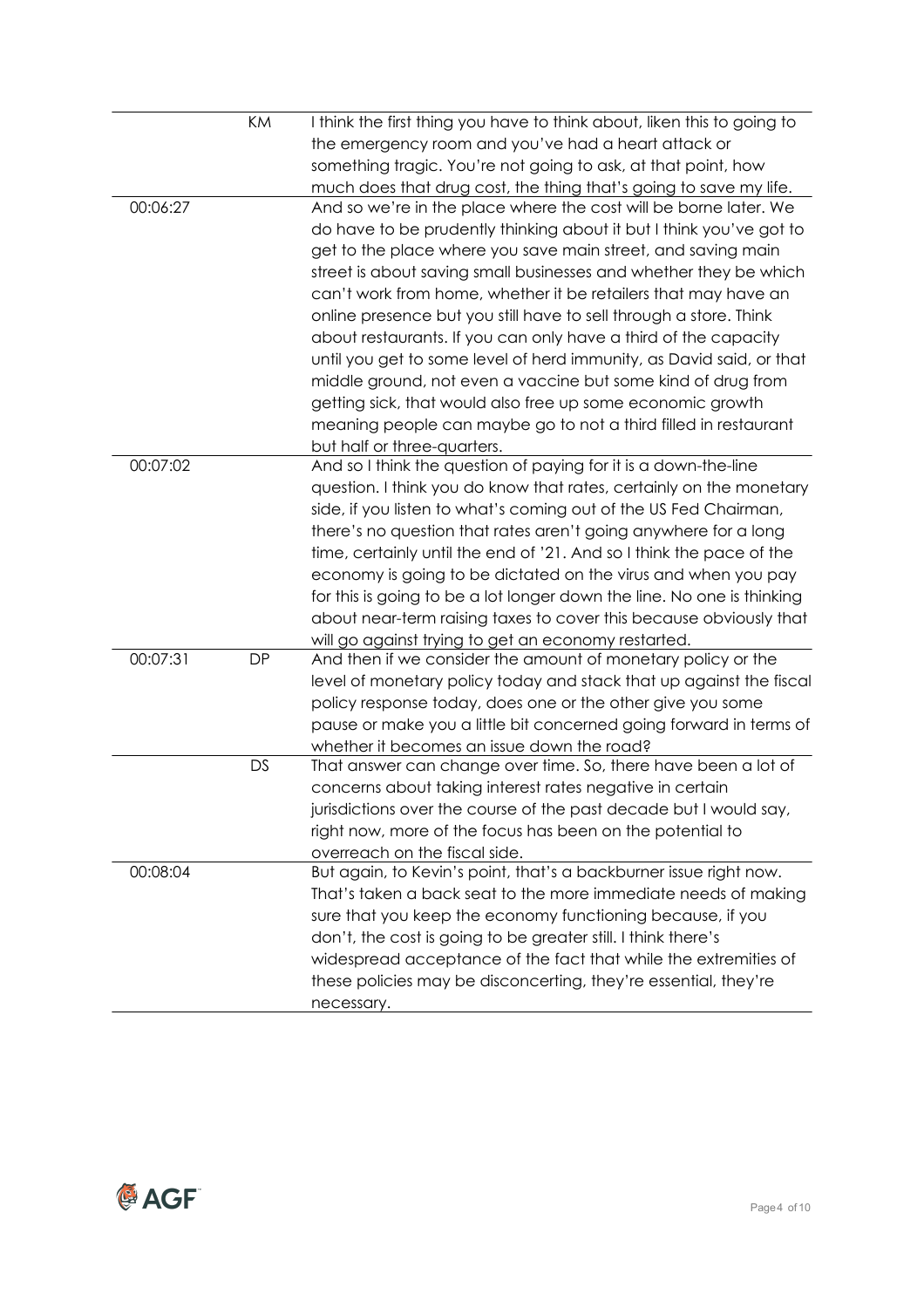| | | |
|---|---|---|
| | KM | I think the first thing you have to think about, liken this to going to the emergency room and you've had a heart attack or something tragic. You're not going to ask, at that point, how much does that drug cost, the thing that's going to save my life. |
| 00:06:27 | | And so we're in the place where the cost will be borne later. We do have to be prudently thinking about it but I think you've got to get to the place where you save main street, and saving main street is about saving small businesses and whether they be which can't work from home, whether it be retailers that may have an online presence but you still have to sell through a store. Think about restaurants. If you can only have a third of the capacity until you get to some level of herd immunity, as David said, or that middle ground, not even a vaccine but some kind of drug from getting sick, that would also free up some economic growth meaning people can maybe go to not a third filled in restaurant but half or three-quarters. |
| 00:07:02 | | And so I think the question of paying for it is a down-the-line question. I think you do know that rates, certainly on the monetary side, if you listen to what's coming out of the US Fed Chairman, there's no question that rates aren't going anywhere for a long time, certainly until the end of '21. And so I think the pace of the economy is going to be dictated on the virus and when you pay for this is going to be a lot longer down the line. No one is thinking about near-term raising taxes to cover this because obviously that will go against trying to get an economy restarted. |
| 00:07:31 | DP | And then if we consider the amount of monetary policy or the level of monetary policy today and stack that up against the fiscal policy response today, does one or the other give you some pause or make you a little bit concerned going forward in terms of whether it becomes an issue down the road? |
| | DS | That answer can change over time. So, there have been a lot of concerns about taking interest rates negative in certain jurisdictions over the course of the past decade but I would say, right now, more of the focus has been on the potential to overreach on the fiscal side. |
| 00:08:04 | | But again, to Kevin's point, that's a backburner issue right now. That's taken a back seat to the more immediate needs of making sure that you keep the economy functioning because, if you don't, the cost is going to be greater still. I think there's widespread acceptance of the fact that while the extremities of these policies may be disconcerting, they're essential, they're necessary. |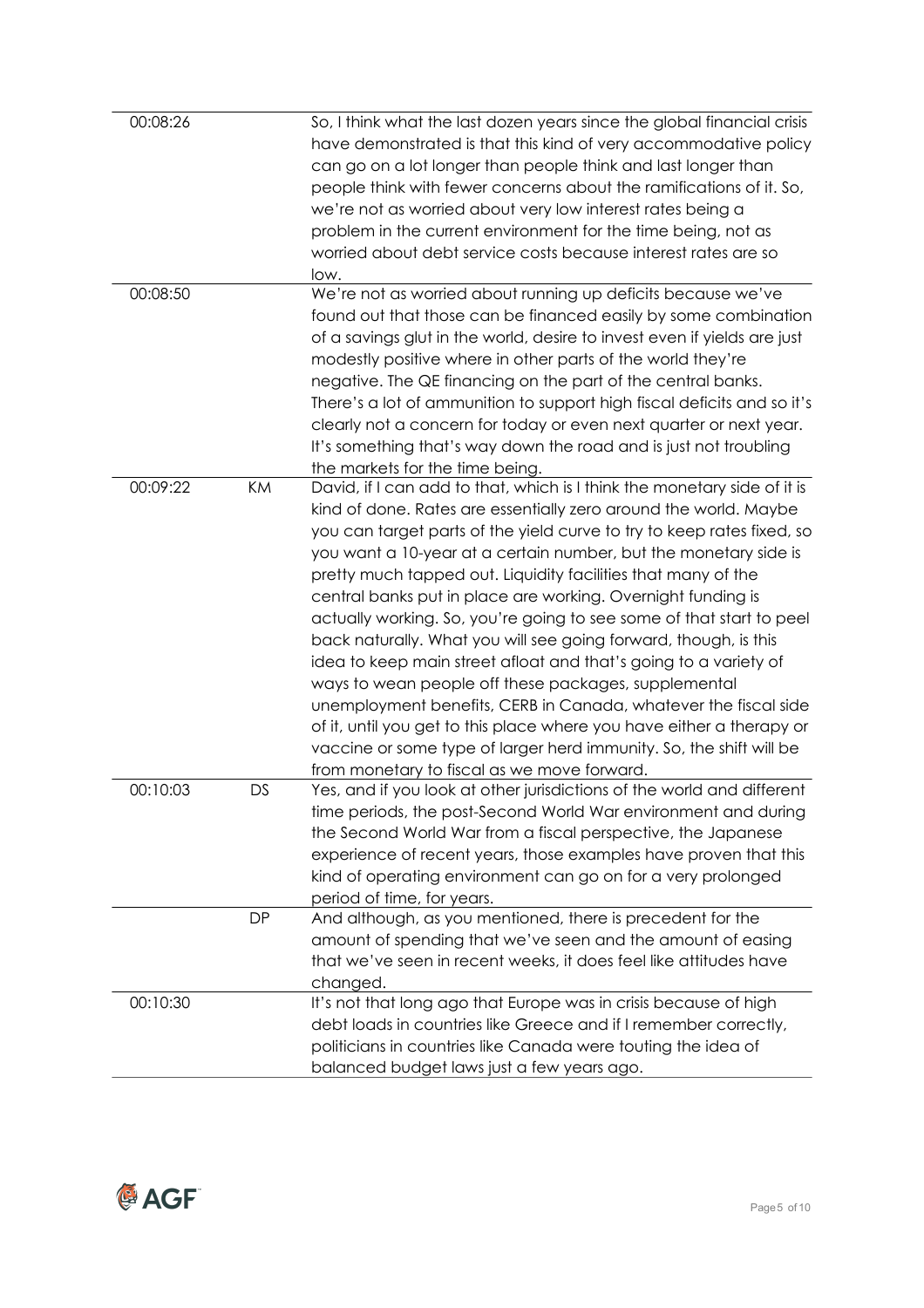| | | |
|---|---|---|
| 00:08:26 | | So, I think what the last dozen years since the global financial crisis have demonstrated is that this kind of very accommodative policy can go on a lot longer than people think and last longer than people think with fewer concerns about the ramifications of it. So, we're not as worried about very low interest rates being a problem in the current environment for the time being, not as worried about debt service costs because interest rates are so low. |
| 00:08:50 | | We're not as worried about running up deficits because we've found out that those can be financed easily by some combination of a savings glut in the world, desire to invest even if yields are just modestly positive where in other parts of the world they're negative. The QE financing on the part of the central banks. There's a lot of ammunition to support high fiscal deficits and so it's clearly not a concern for today or even next quarter or next year. It's something that's way down the road and is just not troubling the markets for the time being. |
| 00:09:22 | KM | David, if I can add to that, which is I think the monetary side of it is kind of done. Rates are essentially zero around the world. Maybe you can target parts of the yield curve to try to keep rates fixed, so you want a 10-year at a certain number, but the monetary side is pretty much tapped out. Liquidity facilities that many of the central banks put in place are working. Overnight funding is actually working. So, you're going to see some of that start to peel back naturally. What you will see going forward, though, is this idea to keep main street afloat and that's going to a variety of ways to wean people off these packages, supplemental unemployment benefits, CERB in Canada, whatever the fiscal side of it, until you get to this place where you have either a therapy or vaccine or some type of larger herd immunity. So, the shift will be from monetary to fiscal as we move forward. |
| 00:10:03 | DS | Yes, and if you look at other jurisdictions of the world and different time periods, the post-Second World War environment and during the Second World War from a fiscal perspective, the Japanese experience of recent years, those examples have proven that this kind of operating environment can go on for a very prolonged period of time, for years. |
| | DP | And although, as you mentioned, there is precedent for the amount of spending that we've seen and the amount of easing that we've seen in recent weeks, it does feel like attitudes have changed. |
| 00:10:30 | | It's not that long ago that Europe was in crisis because of high debt loads in countries like Greece and if I remember correctly, politicians in countries like Canada were touting the idea of balanced budget laws just a few years ago. |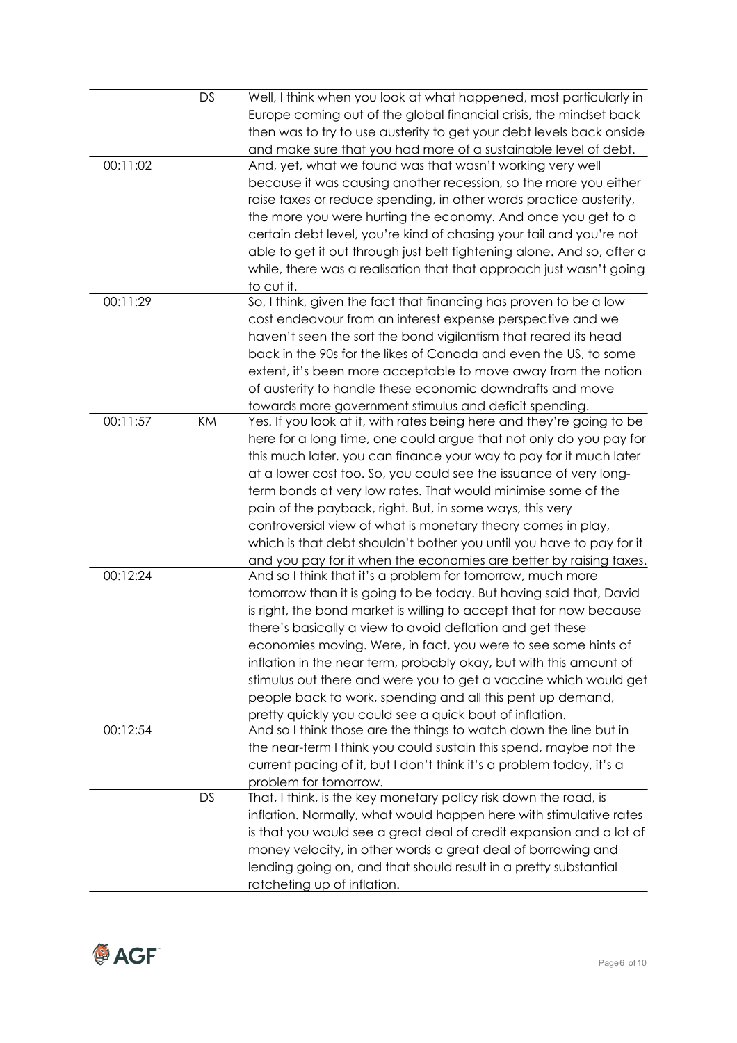| | | |
|---|---|---|
| | DS | Well, I think when you look at what happened, most particularly in Europe coming out of the global financial crisis, the mindset back then was to try to use austerity to get your debt levels back onside and make sure that you had more of a sustainable level of debt. |
| 00:11:02 | | And, yet, what we found was that wasn't working very well because it was causing another recession, so the more you either raise taxes or reduce spending, in other words practice austerity, the more you were hurting the economy. And once you get to a certain debt level, you're kind of chasing your tail and you're not able to get it out through just belt tightening alone. And so, after a while, there was a realisation that that approach just wasn't going to cut it. |
| 00:11:29 | | So, I think, given the fact that financing has proven to be a low cost endeavour from an interest expense perspective and we haven't seen the sort the bond vigilantism that reared its head back in the 90s for the likes of Canada and even the US, to some extent, it's been more acceptable to move away from the notion of austerity to handle these economic downdrafts and move towards more government stimulus and deficit spending. |
| 00:11:57 | KM | Yes. If you look at it, with rates being here and they're going to be here for a long time, one could argue that not only do you pay for this much later, you can finance your way to pay for it much later at a lower cost too. So, you could see the issuance of very long-term bonds at very low rates. That would minimise some of the pain of the payback, right. But, in some ways, this very controversial view of what is monetary theory comes in play, which is that debt shouldn't bother you until you have to pay for it and you pay for it when the economies are better by raising taxes. |
| 00:12:24 | | And so I think that it's a problem for tomorrow, much more tomorrow than it is going to be today. But having said that, David is right, the bond market is willing to accept that for now because there's basically a view to avoid deflation and get these economies moving. Were, in fact, you were to see some hints of inflation in the near term, probably okay, but with this amount of stimulus out there and were you to get a vaccine which would get people back to work, spending and all this pent up demand, pretty quickly you could see a quick bout of inflation. |
| 00:12:54 | | And so I think those are the things to watch down the line but in the near-term I think you could sustain this spend, maybe not the current pacing of it, but I don't think it's a problem today, it's a problem for tomorrow. |
| | DS | That, I think, is the key monetary policy risk down the road, is inflation. Normally, what would happen here with stimulative rates is that you would see a great deal of credit expansion and a lot of money velocity, in other words a great deal of borrowing and lending going on, and that should result in a pretty substantial ratcheting up of inflation. |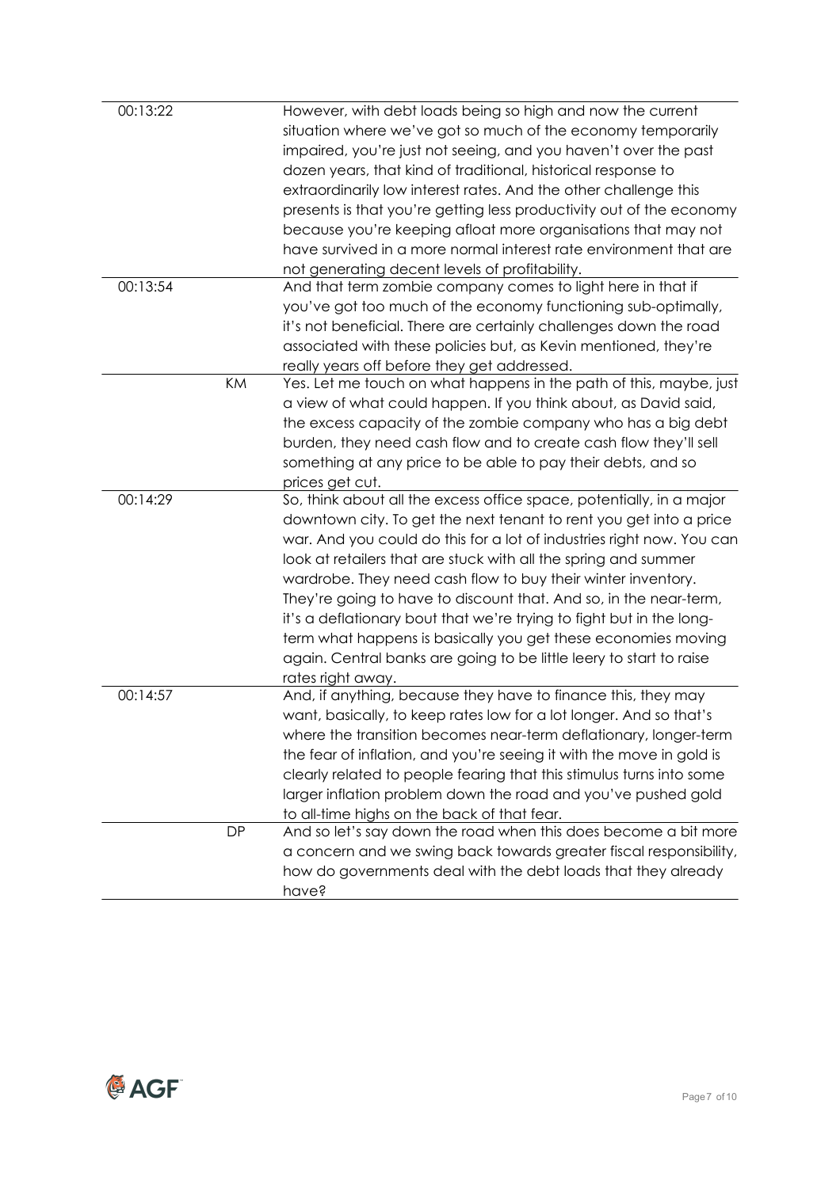| | | |
|---|---|---|
| 00:13:22 | | However, with debt loads being so high and now the current situation where we've got so much of the economy temporarily impaired, you're just not seeing, and you haven't over the past dozen years, that kind of traditional, historical response to extraordinarily low interest rates. And the other challenge this presents is that you're getting less productivity out of the economy because you're keeping afloat more organisations that may not have survived in a more normal interest rate environment that are not generating decent levels of profitability. |
| 00:13:54 | | And that term zombie company comes to light here in that if you've got too much of the economy functioning sub-optimally, it's not beneficial. There are certainly challenges down the road associated with these policies but, as Kevin mentioned, they're really years off before they get addressed. |
| | KM | Yes. Let me touch on what happens in the path of this, maybe, just a view of what could happen. If you think about, as David said, the excess capacity of the zombie company who has a big debt burden, they need cash flow and to create cash flow they'll sell something at any price to be able to pay their debts, and so prices get cut. |
| 00:14:29 | | So, think about all the excess office space, potentially, in a major downtown city. To get the next tenant to rent you get into a price war. And you could do this for a lot of industries right now. You can look at retailers that are stuck with all the spring and summer wardrobe. They need cash flow to buy their winter inventory. They're going to have to discount that. And so, in the near-term, it's a deflationary bout that we're trying to fight but in the long-term what happens is basically you get these economies moving again. Central banks are going to be little leery to start to raise rates right away. |
| 00:14:57 | | And, if anything, because they have to finance this, they may want, basically, to keep rates low for a lot longer. And so that's where the transition becomes near-term deflationary, longer-term the fear of inflation, and you're seeing it with the move in gold is clearly related to people fearing that this stimulus turns into some larger inflation problem down the road and you've pushed gold to all-time highs on the back of that fear. |
| | DP | And so let's say down the road when this does become a bit more a concern and we swing back towards greater fiscal responsibility, how do governments deal with the debt loads that they already have? |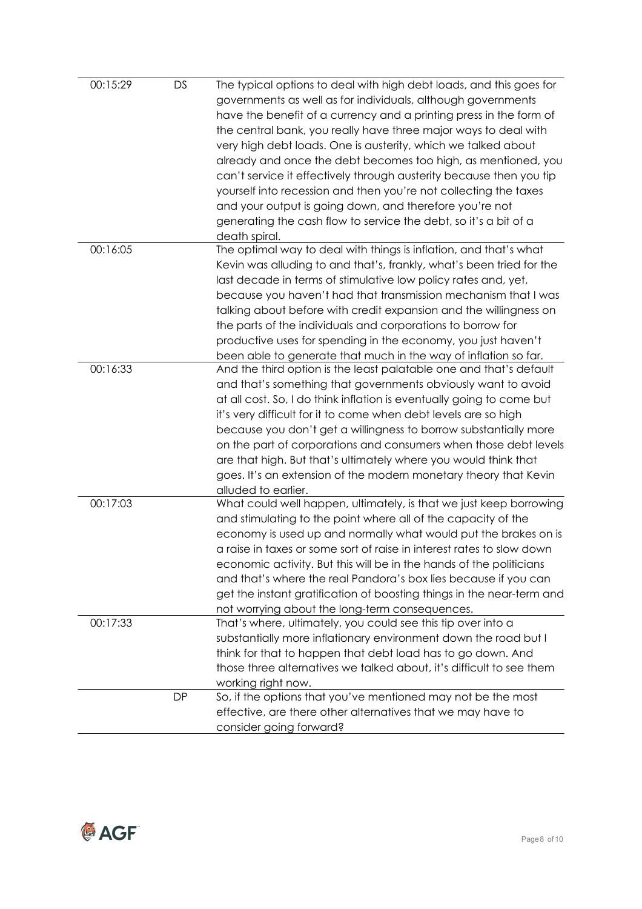| | | |
|---|---|---|
| 00:15:29 | DS | The typical options to deal with high debt loads, and this goes for governments as well as for individuals, although governments have the benefit of a currency and a printing press in the form of the central bank, you really have three major ways to deal with very high debt loads. One is austerity, which we talked about already and once the debt becomes too high, as mentioned, you can't service it effectively through austerity because then you tip yourself into recession and then you're not collecting the taxes and your output is going down, and therefore you're not generating the cash flow to service the debt, so it's a bit of a death spiral. |
| 00:16:05 | | The optimal way to deal with things is inflation, and that's what Kevin was alluding to and that's, frankly, what's been tried for the last decade in terms of stimulative low policy rates and, yet, because you haven't had that transmission mechanism that I was talking about before with credit expansion and the willingness on the parts of the individuals and corporations to borrow for productive uses for spending in the economy, you just haven't been able to generate that much in the way of inflation so far. |
| 00:16:33 | | And the third option is the least palatable one and that's default and that's something that governments obviously want to avoid at all cost. So, I do think inflation is eventually going to come but it's very difficult for it to come when debt levels are so high because you don't get a willingness to borrow substantially more on the part of corporations and consumers when those debt levels are that high. But that's ultimately where you would think that goes. It's an extension of the modern monetary theory that Kevin alluded to earlier. |
| 00:17:03 | | What could well happen, ultimately, is that we just keep borrowing and stimulating to the point where all of the capacity of the economy is used up and normally what would put the brakes on is a raise in taxes or some sort of raise in interest rates to slow down economic activity. But this will be in the hands of the politicians and that's where the real Pandora's box lies because if you can get the instant gratification of boosting things in the near-term and not worrying about the long-term consequences. |
| 00:17:33 | | That's where, ultimately, you could see this tip over into a substantially more inflationary environment down the road but I think for that to happen that debt load has to go down. And those three alternatives we talked about, it's difficult to see them working right now. |
| | DP | So, if the options that you've mentioned may not be the most effective, are there other alternatives that we may have to consider going forward? |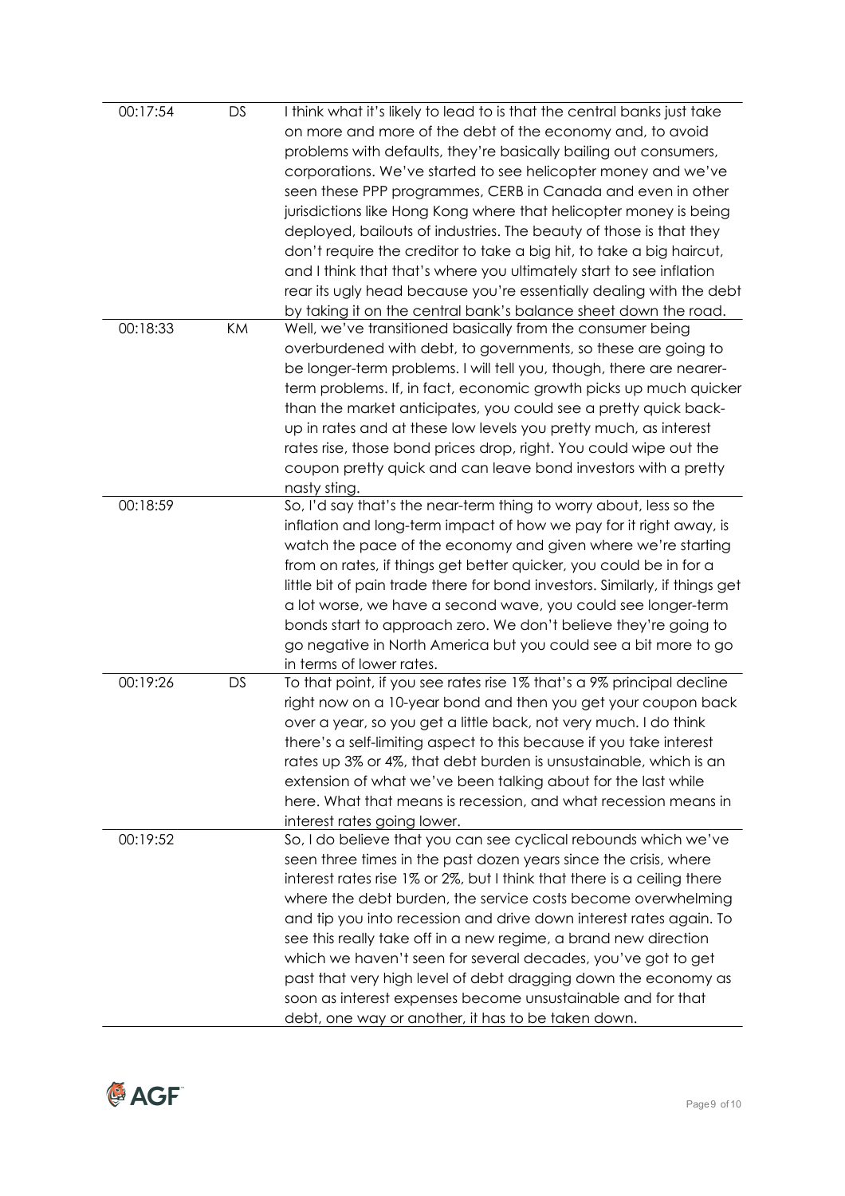| | | |
|---|---|---|
| 00:17:54 | DS | I think what it's likely to lead to is that the central banks just take on more and more of the debt of the economy and, to avoid problems with defaults, they're basically bailing out consumers, corporations. We've started to see helicopter money and we've seen these PPP programmes, CERB in Canada and even in other jurisdictions like Hong Kong where that helicopter money is being deployed, bailouts of industries. The beauty of those is that they don't require the creditor to take a big hit, to take a big haircut, and I think that that's where you ultimately start to see inflation rear its ugly head because you're essentially dealing with the debt by taking it on the central bank's balance sheet down the road. |
| 00:18:33 | KM | Well, we've transitioned basically from the consumer being overburdened with debt, to governments, so these are going to be longer-term problems. I will tell you, though, there are nearer-term problems. If, in fact, economic growth picks up much quicker than the market anticipates, you could see a pretty quick back-up in rates and at these low levels you pretty much, as interest rates rise, those bond prices drop, right. You could wipe out the coupon pretty quick and can leave bond investors with a pretty nasty sting. |
| 00:18:59 | | So, I'd say that's the near-term thing to worry about, less so the inflation and long-term impact of how we pay for it right away, is watch the pace of the economy and given where we're starting from on rates, if things get better quicker, you could be in for a little bit of pain trade there for bond investors. Similarly, if things get a lot worse, we have a second wave, you could see longer-term bonds start to approach zero. We don't believe they're going to go negative in North America but you could see a bit more to go in terms of lower rates. |
| 00:19:26 | DS | To that point, if you see rates rise 1% that's a 9% principal decline right now on a 10-year bond and then you get your coupon back over a year, so you get a little back, not very much. I do think there's a self-limiting aspect to this because if you take interest rates up 3% or 4%, that debt burden is unsustainable, which is an extension of what we've been talking about for the last while here. What that means is recession, and what recession means in interest rates going lower. |
| 00:19:52 | | So, I do believe that you can see cyclical rebounds which we've seen three times in the past dozen years since the crisis, where interest rates rise 1% or 2%, but I think that there is a ceiling there where the debt burden, the service costs become overwhelming and tip you into recession and drive down interest rates again. To see this really take off in a new regime, a brand new direction which we haven't seen for several decades, you've got to get past that very high level of debt dragging down the economy as soon as interest expenses become unsustainable and for that debt, one way or another, it has to be taken down. |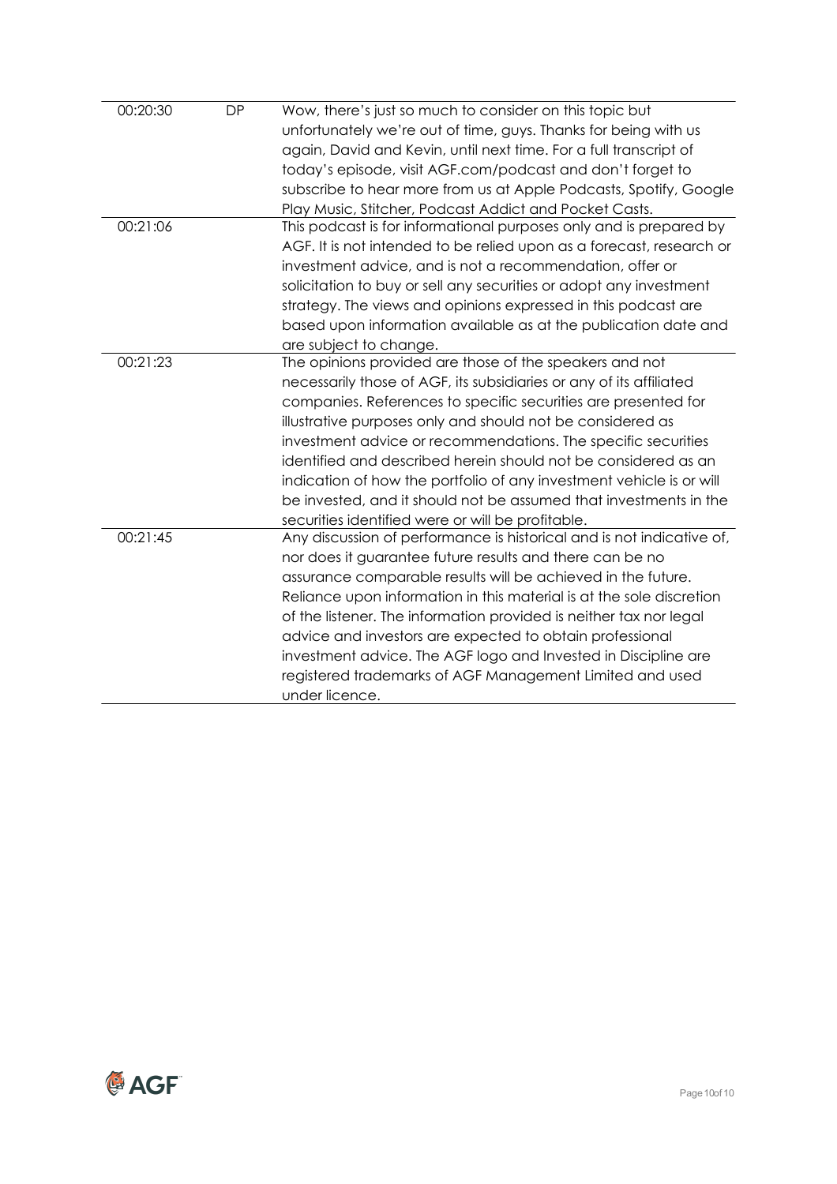| | | |
|---|---|---|
| 00:20:30 | DP | Wow, there's just so much to consider on this topic but unfortunately we're out of time, guys. Thanks for being with us again, David and Kevin, until next time. For a full transcript of today's episode, visit AGF.com/podcast and don't forget to subscribe to hear more from us at Apple Podcasts, Spotify, Google Play Music, Stitcher, Podcast Addict and Pocket Casts. |
| 00:21:06 | | This podcast is for informational purposes only and is prepared by AGF. It is not intended to be relied upon as a forecast, research or investment advice, and is not a recommendation, offer or solicitation to buy or sell any securities or adopt any investment strategy. The views and opinions expressed in this podcast are based upon information available as at the publication date and are subject to change. |
| 00:21:23 | | The opinions provided are those of the speakers and not necessarily those of AGF, its subsidiaries or any of its affiliated companies. References to specific securities are presented for illustrative purposes only and should not be considered as investment advice or recommendations. The specific securities identified and described herein should not be considered as an indication of how the portfolio of any investment vehicle is or will be invested, and it should not be assumed that investments in the securities identified were or will be profitable. |
| 00:21:45 | | Any discussion of performance is historical and is not indicative of, nor does it guarantee future results and there can be no assurance comparable results will be achieved in the future. Reliance upon information in this material is at the sole discretion of the listener. The information provided is neither tax nor legal advice and investors are expected to obtain professional investment advice. The AGF logo and Invested in Discipline are registered trademarks of AGF Management Limited and used under licence. |